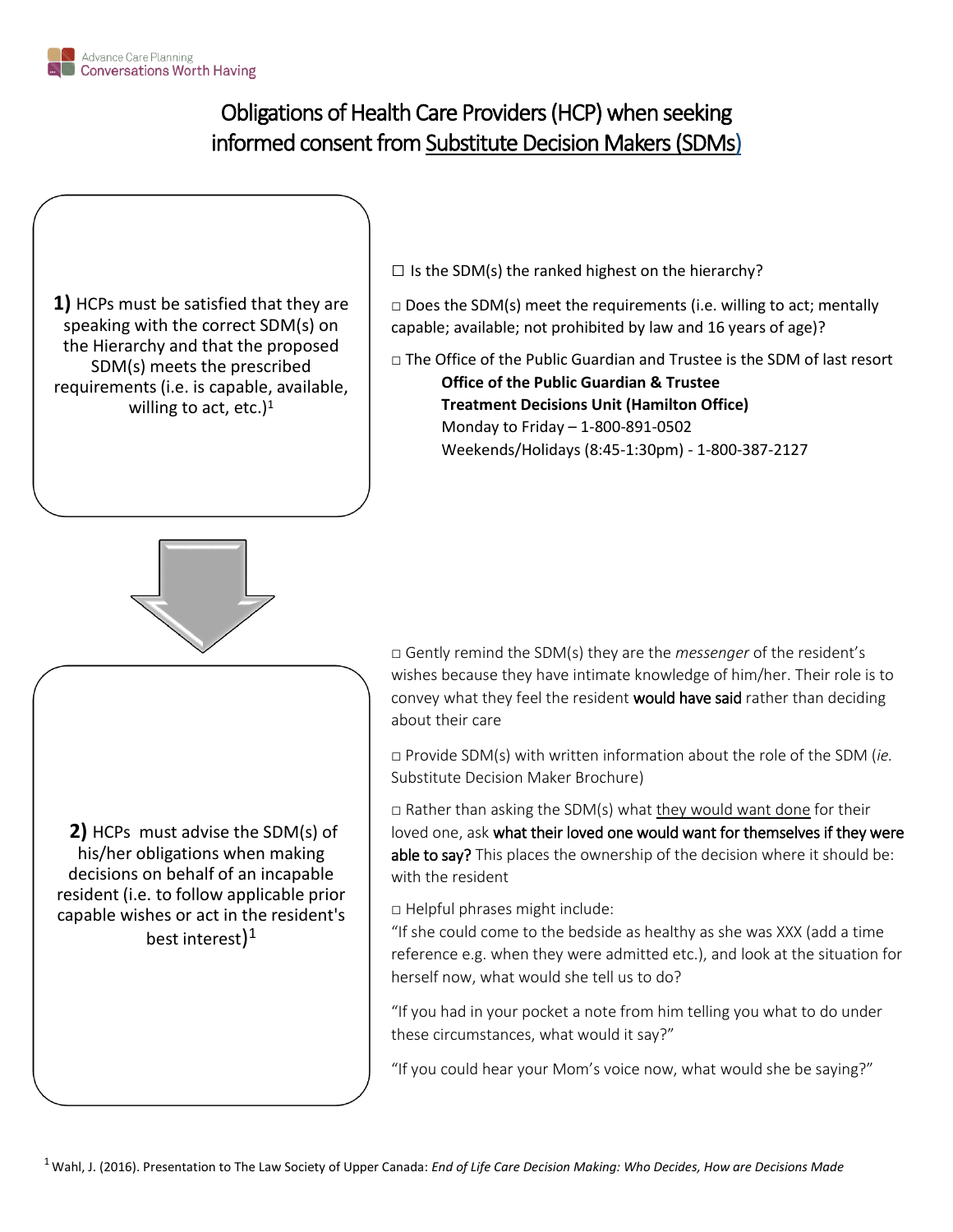Advance Care Planning
Conversations Worth Having

# Obligations of Health Care Providers (HCP) when seeking informed consent from Substitute Decision Makers (SDMs)

**1)** HCPs must be satisfied that they are speaking with the correct SDM(s) on the Hierarchy and that the proposed SDM(s) meets the prescribed requirements (i.e. is capable, available, willing to act, etc.)[1]

- ☐ Is the SDM(s) the ranked highest on the hierarchy?
- □ Does the SDM(s) meet the requirements (i.e. willing to act; mentally capable; available; not prohibited by law and 16 years of age)?
- □ The Office of the Public Guardian and Trustee is the SDM of last resort

  **Office of the Public Guardian & Trustee**
  **Treatment Decisions Unit (Hamilton Office)**
  Monday to Friday – 1-800-891-0502
  Weekends/Holidays (8:45-1:30pm) - 1-800-387-2127

**2)** HCPs must advise the SDM(s) of his/her obligations when making decisions on behalf of an incapable resident (i.e. to follow applicable prior capable wishes or act in the resident's best interest)[1]

- □ Gently remind the SDM(s) they are the *messenger* of the resident's wishes because they have intimate knowledge of him/her. Their role is to convey what they feel the resident **would have said** rather than deciding about their care
- □ Provide SDM(s) with written information about the role of the SDM (*ie.* Substitute Decision Maker Brochure)
- □ Rather than asking the SDM(s) what they would want done for their loved one, ask **what their loved one would want for themselves if they were able to say?** This places the ownership of the decision where it should be: with the resident
- □ Helpful phrases might include:

  "If she could come to the bedside as healthy as she was XXX (add a time reference e.g. when they were admitted etc.), and look at the situation for herself now, what would she tell us to do?

  "If you had in your pocket a note from him telling you what to do under these circumstances, what would it say?"

  "If you could hear your Mom's voice now, what would she be saying?"

[1] Wahl, J. (2016). Presentation to The Law Society of Upper Canada: *End of Life Care Decision Making: Who Decides, How are Decisions Made*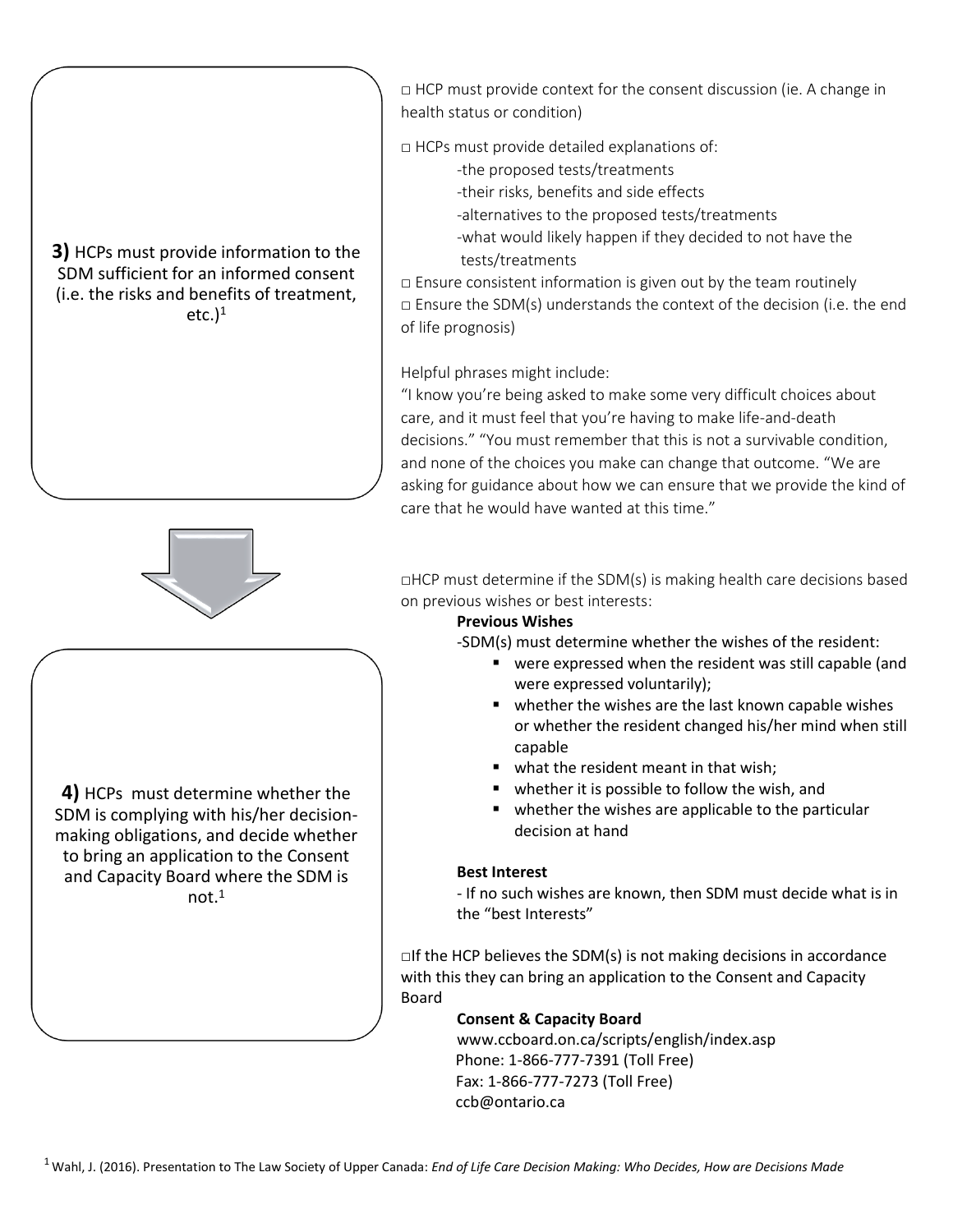**3)** HCPs must provide information to the SDM sufficient for an informed consent (i.e. the risks and benefits of treatment, etc.)[1]

□ HCP must provide context for the consent discussion (ie. A change in health status or condition)

□ HCPs must provide detailed explanations of:

- the proposed tests/treatments
- their risks, benefits and side effects
- alternatives to the proposed tests/treatments
- what would likely happen if they decided to not have the tests/treatments

□ Ensure consistent information is given out by the team routinely

□ Ensure the SDM(s) understands the context of the decision (i.e. the end of life prognosis)

Helpful phrases might include:

"I know you're being asked to make some very difficult choices about care, and it must feel that you're having to make life-and-death decisions." "You must remember that this is not a survivable condition, and none of the choices you make can change that outcome. "We are asking for guidance about how we can ensure that we provide the kind of care that he would have wanted at this time."

**4)** HCPs must determine whether the SDM is complying with his/her decision-making obligations, and decide whether to bring an application to the Consent and Capacity Board where the SDM is not.[1]

□HCP must determine if the SDM(s) is making health care decisions based on previous wishes or best interests:

**Previous Wishes**

-SDM(s) must determine whether the wishes of the resident:

- were expressed when the resident was still capable (and were expressed voluntarily);
- whether the wishes are the last known capable wishes or whether the resident changed his/her mind when still capable
- what the resident meant in that wish;
- whether it is possible to follow the wish, and
- whether the wishes are applicable to the particular decision at hand

**Best Interest**

- If no such wishes are known, then SDM must decide what is in the "best Interests"

□If the HCP believes the SDM(s) is not making decisions in accordance with this they can bring an application to the Consent and Capacity Board

**Consent & Capacity Board**

www.ccboard.on.ca/scripts/english/index.asp
Phone: 1-866-777-7391 (Toll Free)
Fax: 1-866-777-7273 (Toll Free)
ccb@ontario.ca

[1] Wahl, J. (2016). Presentation to The Law Society of Upper Canada: *End of Life Care Decision Making: Who Decides, How are Decisions Made*